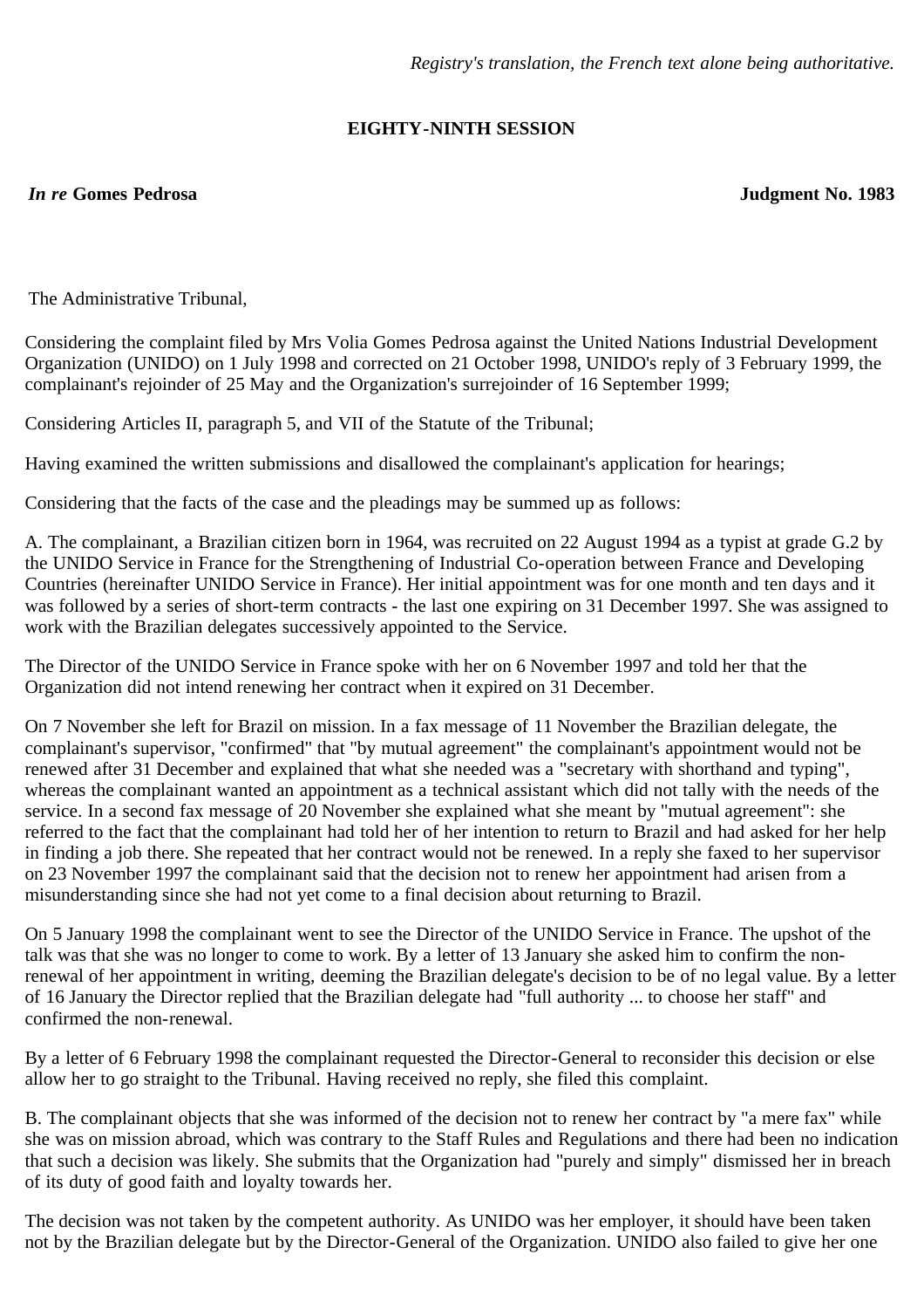*Registry's translation, the French text alone being authoritative.*

**EIGHTY-NINTH SESSION**

***In re* Gomes Pedrosa** **Judgment No. 1983**

The Administrative Tribunal,

Considering the complaint filed by Mrs Volia Gomes Pedrosa against the United Nations Industrial Development Organization (UNIDO) on 1 July 1998 and corrected on 21 October 1998, UNIDO's reply of 3 February 1999, the complainant's rejoinder of 25 May and the Organization's surrejoinder of 16 September 1999;

Considering Articles II, paragraph 5, and VII of the Statute of the Tribunal;

Having examined the written submissions and disallowed the complainant's application for hearings;

Considering that the facts of the case and the pleadings may be summed up as follows:

A. The complainant, a Brazilian citizen born in 1964, was recruited on 22 August 1994 as a typist at grade G.2 by the UNIDO Service in France for the Strengthening of Industrial Co-operation between France and Developing Countries (hereinafter UNIDO Service in France). Her initial appointment was for one month and ten days and it was followed by a series of short-term contracts - the last one expiring on 31 December 1997. She was assigned to work with the Brazilian delegates successively appointed to the Service.

The Director of the UNIDO Service in France spoke with her on 6 November 1997 and told her that the Organization did not intend renewing her contract when it expired on 31 December.

On 7 November she left for Brazil on mission. In a fax message of 11 November the Brazilian delegate, the complainant's supervisor, "confirmed" that "by mutual agreement" the complainant's appointment would not be renewed after 31 December and explained that what she needed was a "secretary with shorthand and typing", whereas the complainant wanted an appointment as a technical assistant which did not tally with the needs of the service. In a second fax message of 20 November she explained what she meant by "mutual agreement": she referred to the fact that the complainant had told her of her intention to return to Brazil and had asked for her help in finding a job there. She repeated that her contract would not be renewed. In a reply she faxed to her supervisor on 23 November 1997 the complainant said that the decision not to renew her appointment had arisen from a misunderstanding since she had not yet come to a final decision about returning to Brazil.

On 5 January 1998 the complainant went to see the Director of the UNIDO Service in France. The upshot of the talk was that she was no longer to come to work. By a letter of 13 January she asked him to confirm the non-renewal of her appointment in writing, deeming the Brazilian delegate's decision to be of no legal value. By a letter of 16 January the Director replied that the Brazilian delegate had "full authority ... to choose her staff" and confirmed the non-renewal.

By a letter of 6 February 1998 the complainant requested the Director-General to reconsider this decision or else allow her to go straight to the Tribunal. Having received no reply, she filed this complaint.

B. The complainant objects that she was informed of the decision not to renew her contract by "a mere fax" while she was on mission abroad, which was contrary to the Staff Rules and Regulations and there had been no indication that such a decision was likely. She submits that the Organization had "purely and simply" dismissed her in breach of its duty of good faith and loyalty towards her.

The decision was not taken by the competent authority. As UNIDO was her employer, it should have been taken not by the Brazilian delegate but by the Director-General of the Organization. UNIDO also failed to give her one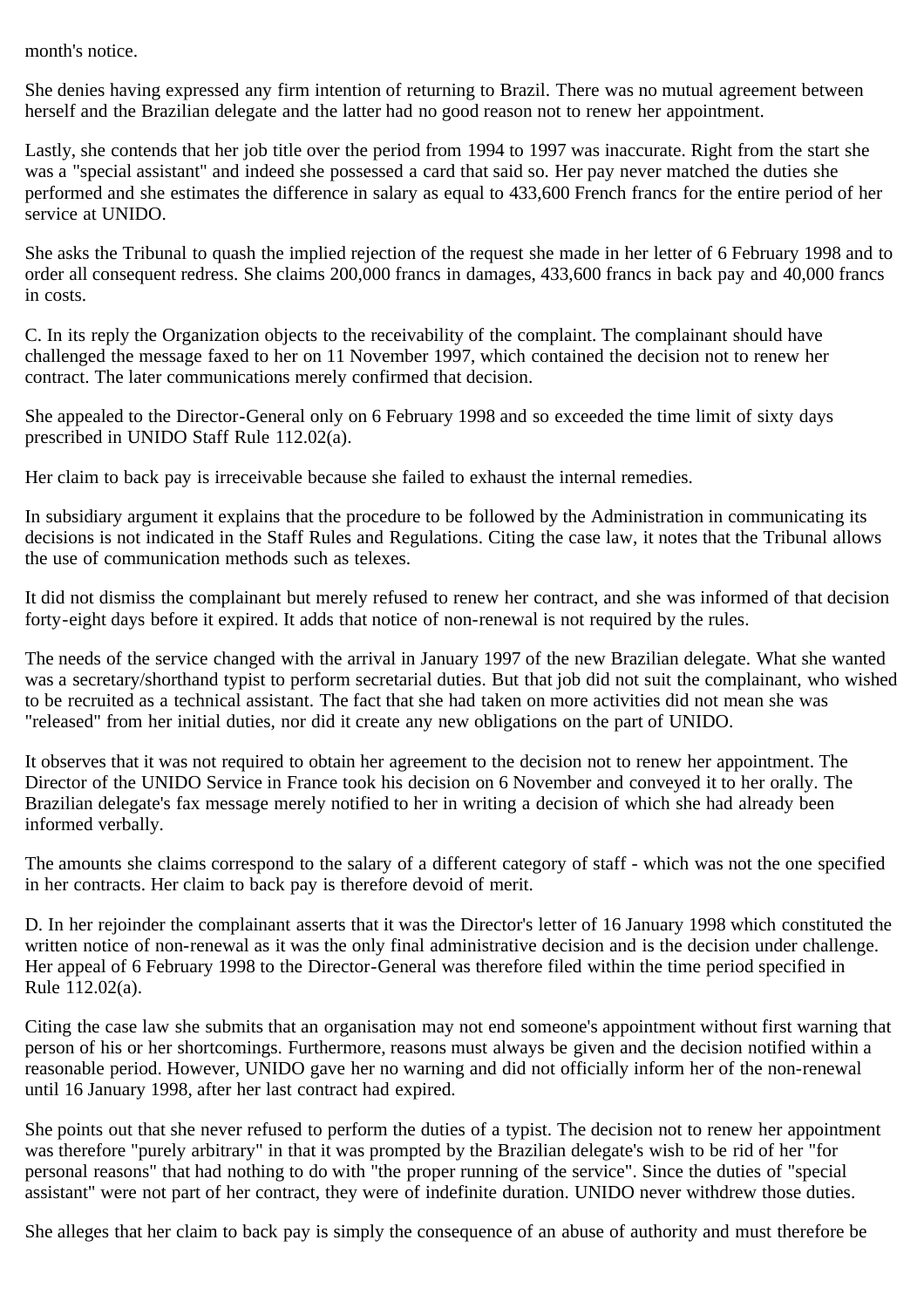month's notice.

She denies having expressed any firm intention of returning to Brazil. There was no mutual agreement between herself and the Brazilian delegate and the latter had no good reason not to renew her appointment.

Lastly, she contends that her job title over the period from 1994 to 1997 was inaccurate. Right from the start she was a "special assistant" and indeed she possessed a card that said so. Her pay never matched the duties she performed and she estimates the difference in salary as equal to 433,600 French francs for the entire period of her service at UNIDO.

She asks the Tribunal to quash the implied rejection of the request she made in her letter of 6 February 1998 and to order all consequent redress. She claims 200,000 francs in damages, 433,600 francs in back pay and 40,000 francs in costs.

C. In its reply the Organization objects to the receivability of the complaint. The complainant should have challenged the message faxed to her on 11 November 1997, which contained the decision not to renew her contract. The later communications merely confirmed that decision.

She appealed to the Director-General only on 6 February 1998 and so exceeded the time limit of sixty days prescribed in UNIDO Staff Rule 112.02(a).

Her claim to back pay is irreceivable because she failed to exhaust the internal remedies.

In subsidiary argument it explains that the procedure to be followed by the Administration in communicating its decisions is not indicated in the Staff Rules and Regulations. Citing the case law, it notes that the Tribunal allows the use of communication methods such as telexes.

It did not dismiss the complainant but merely refused to renew her contract, and she was informed of that decision forty-eight days before it expired. It adds that notice of non-renewal is not required by the rules.

The needs of the service changed with the arrival in January 1997 of the new Brazilian delegate. What she wanted was a secretary/shorthand typist to perform secretarial duties. But that job did not suit the complainant, who wished to be recruited as a technical assistant. The fact that she had taken on more activities did not mean she was "released" from her initial duties, nor did it create any new obligations on the part of UNIDO.

It observes that it was not required to obtain her agreement to the decision not to renew her appointment. The Director of the UNIDO Service in France took his decision on 6 November and conveyed it to her orally. The Brazilian delegate's fax message merely notified to her in writing a decision of which she had already been informed verbally.

The amounts she claims correspond to the salary of a different category of staff - which was not the one specified in her contracts. Her claim to back pay is therefore devoid of merit.

D. In her rejoinder the complainant asserts that it was the Director's letter of 16 January 1998 which constituted the written notice of non-renewal as it was the only final administrative decision and is the decision under challenge. Her appeal of 6 February 1998 to the Director-General was therefore filed within the time period specified in Rule 112.02(a).

Citing the case law she submits that an organisation may not end someone's appointment without first warning that person of his or her shortcomings. Furthermore, reasons must always be given and the decision notified within a reasonable period. However, UNIDO gave her no warning and did not officially inform her of the non-renewal until 16 January 1998, after her last contract had expired.

She points out that she never refused to perform the duties of a typist. The decision not to renew her appointment was therefore "purely arbitrary" in that it was prompted by the Brazilian delegate's wish to be rid of her "for personal reasons" that had nothing to do with "the proper running of the service". Since the duties of "special assistant" were not part of her contract, they were of indefinite duration. UNIDO never withdrew those duties.

She alleges that her claim to back pay is simply the consequence of an abuse of authority and must therefore be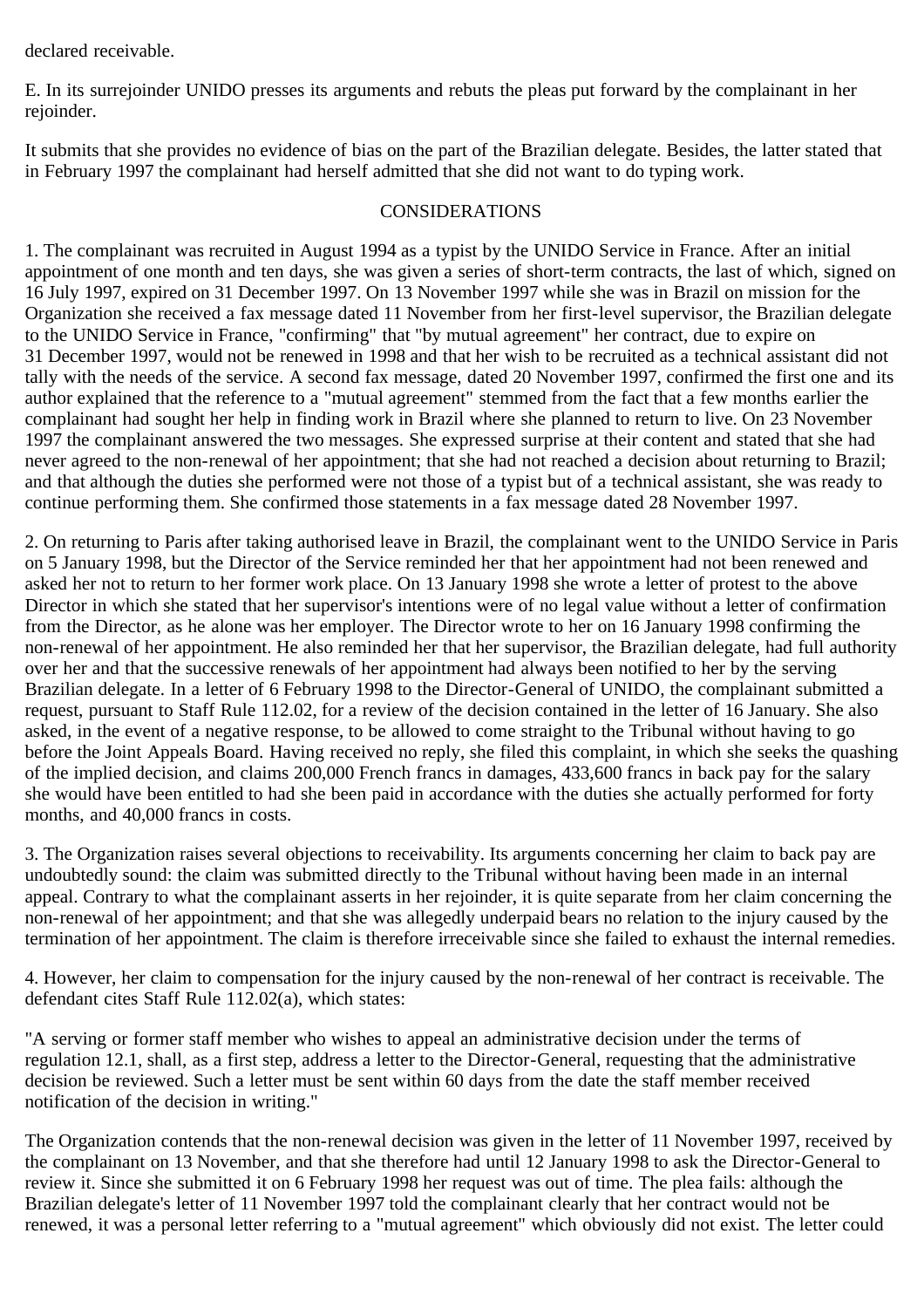declared receivable.

E. In its surrejoinder UNIDO presses its arguments and rebuts the pleas put forward by the complainant in her rejoinder.

It submits that she provides no evidence of bias on the part of the Brazilian delegate. Besides, the latter stated that in February 1997 the complainant had herself admitted that she did not want to do typing work.

CONSIDERATIONS

1. The complainant was recruited in August 1994 as a typist by the UNIDO Service in France. After an initial appointment of one month and ten days, she was given a series of short-term contracts, the last of which, signed on 16 July 1997, expired on 31 December 1997. On 13 November 1997 while she was in Brazil on mission for the Organization she received a fax message dated 11 November from her first-level supervisor, the Brazilian delegate to the UNIDO Service in France, "confirming" that "by mutual agreement" her contract, due to expire on 31 December 1997, would not be renewed in 1998 and that her wish to be recruited as a technical assistant did not tally with the needs of the service. A second fax message, dated 20 November 1997, confirmed the first one and its author explained that the reference to a "mutual agreement" stemmed from the fact that a few months earlier the complainant had sought her help in finding work in Brazil where she planned to return to live. On 23 November 1997 the complainant answered the two messages. She expressed surprise at their content and stated that she had never agreed to the non-renewal of her appointment; that she had not reached a decision about returning to Brazil; and that although the duties she performed were not those of a typist but of a technical assistant, she was ready to continue performing them. She confirmed those statements in a fax message dated 28 November 1997.

2. On returning to Paris after taking authorised leave in Brazil, the complainant went to the UNIDO Service in Paris on 5 January 1998, but the Director of the Service reminded her that her appointment had not been renewed and asked her not to return to her former work place. On 13 January 1998 she wrote a letter of protest to the above Director in which she stated that her supervisor's intentions were of no legal value without a letter of confirmation from the Director, as he alone was her employer. The Director wrote to her on 16 January 1998 confirming the non-renewal of her appointment. He also reminded her that her supervisor, the Brazilian delegate, had full authority over her and that the successive renewals of her appointment had always been notified to her by the serving Brazilian delegate. In a letter of 6 February 1998 to the Director-General of UNIDO, the complainant submitted a request, pursuant to Staff Rule 112.02, for a review of the decision contained in the letter of 16 January. She also asked, in the event of a negative response, to be allowed to come straight to the Tribunal without having to go before the Joint Appeals Board. Having received no reply, she filed this complaint, in which she seeks the quashing of the implied decision, and claims 200,000 French francs in damages, 433,600 francs in back pay for the salary she would have been entitled to had she been paid in accordance with the duties she actually performed for forty months, and 40,000 francs in costs.

3. The Organization raises several objections to receivability. Its arguments concerning her claim to back pay are undoubtedly sound: the claim was submitted directly to the Tribunal without having been made in an internal appeal. Contrary to what the complainant asserts in her rejoinder, it is quite separate from her claim concerning the non-renewal of her appointment; and that she was allegedly underpaid bears no relation to the injury caused by the termination of her appointment. The claim is therefore irreceivable since she failed to exhaust the internal remedies.

4. However, her claim to compensation for the injury caused by the non-renewal of her contract is receivable. The defendant cites Staff Rule 112.02(a), which states:

"A serving or former staff member who wishes to appeal an administrative decision under the terms of regulation 12.1, shall, as a first step, address a letter to the Director-General, requesting that the administrative decision be reviewed. Such a letter must be sent within 60 days from the date the staff member received notification of the decision in writing."

The Organization contends that the non-renewal decision was given in the letter of 11 November 1997, received by the complainant on 13 November, and that she therefore had until 12 January 1998 to ask the Director-General to review it. Since she submitted it on 6 February 1998 her request was out of time. The plea fails: although the Brazilian delegate's letter of 11 November 1997 told the complainant clearly that her contract would not be renewed, it was a personal letter referring to a "mutual agreement" which obviously did not exist. The letter could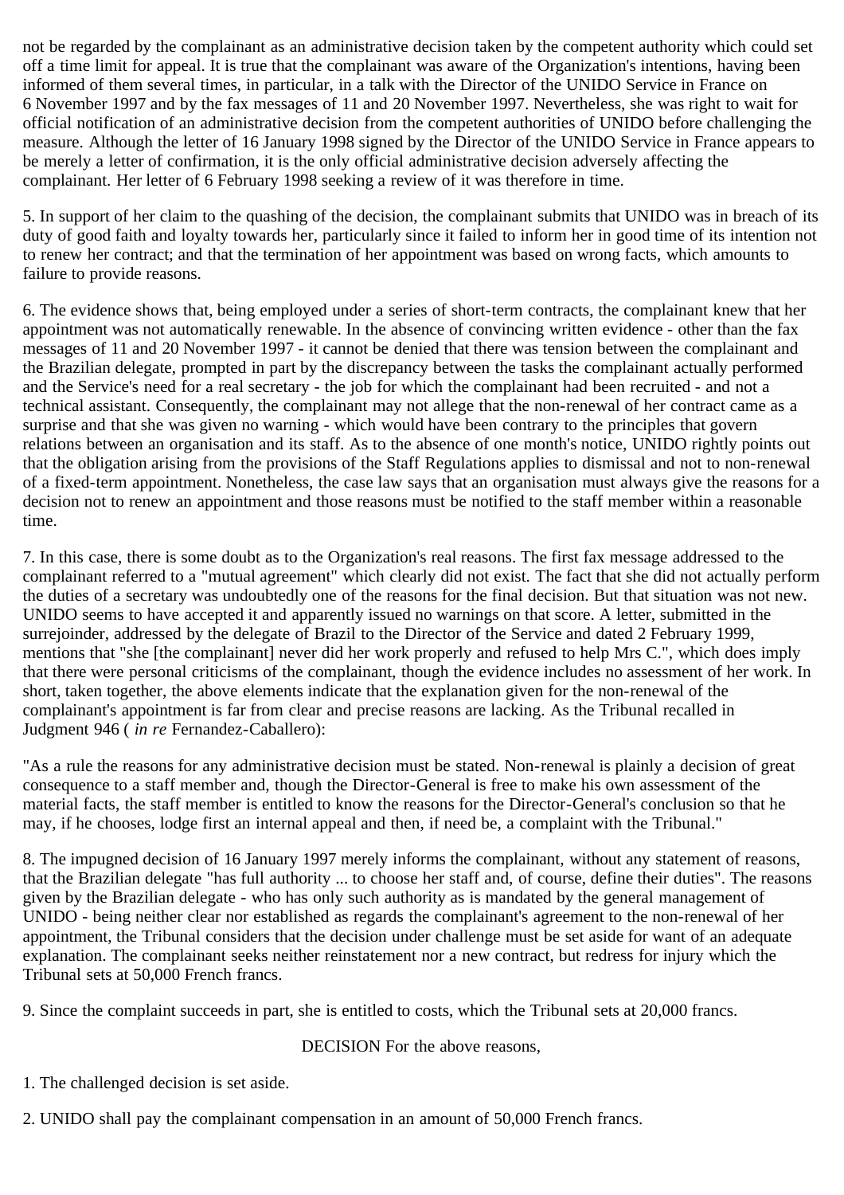not be regarded by the complainant as an administrative decision taken by the competent authority which could set off a time limit for appeal. It is true that the complainant was aware of the Organization's intentions, having been informed of them several times, in particular, in a talk with the Director of the UNIDO Service in France on 6 November 1997 and by the fax messages of 11 and 20 November 1997. Nevertheless, she was right to wait for official notification of an administrative decision from the competent authorities of UNIDO before challenging the measure. Although the letter of 16 January 1998 signed by the Director of the UNIDO Service in France appears to be merely a letter of confirmation, it is the only official administrative decision adversely affecting the complainant. Her letter of 6 February 1998 seeking a review of it was therefore in time.

5. In support of her claim to the quashing of the decision, the complainant submits that UNIDO was in breach of its duty of good faith and loyalty towards her, particularly since it failed to inform her in good time of its intention not to renew her contract; and that the termination of her appointment was based on wrong facts, which amounts to failure to provide reasons.

6. The evidence shows that, being employed under a series of short-term contracts, the complainant knew that her appointment was not automatically renewable. In the absence of convincing written evidence - other than the fax messages of 11 and 20 November 1997 - it cannot be denied that there was tension between the complainant and the Brazilian delegate, prompted in part by the discrepancy between the tasks the complainant actually performed and the Service's need for a real secretary - the job for which the complainant had been recruited - and not a technical assistant. Consequently, the complainant may not allege that the non-renewal of her contract came as a surprise and that she was given no warning - which would have been contrary to the principles that govern relations between an organisation and its staff. As to the absence of one month's notice, UNIDO rightly points out that the obligation arising from the provisions of the Staff Regulations applies to dismissal and not to non-renewal of a fixed-term appointment. Nonetheless, the case law says that an organisation must always give the reasons for a decision not to renew an appointment and those reasons must be notified to the staff member within a reasonable time.

7. In this case, there is some doubt as to the Organization's real reasons. The first fax message addressed to the complainant referred to a "mutual agreement" which clearly did not exist. The fact that she did not actually perform the duties of a secretary was undoubtedly one of the reasons for the final decision. But that situation was not new. UNIDO seems to have accepted it and apparently issued no warnings on that score. A letter, submitted in the surrejoinder, addressed by the delegate of Brazil to the Director of the Service and dated 2 February 1999, mentions that "she [the complainant] never did her work properly and refused to help Mrs C.", which does imply that there were personal criticisms of the complainant, though the evidence includes no assessment of her work. In short, taken together, the above elements indicate that the explanation given for the non-renewal of the complainant's appointment is far from clear and precise reasons are lacking. As the Tribunal recalled in Judgment 946 ( *in re* Fernandez-Caballero):

"As a rule the reasons for any administrative decision must be stated. Non-renewal is plainly a decision of great consequence to a staff member and, though the Director-General is free to make his own assessment of the material facts, the staff member is entitled to know the reasons for the Director-General's conclusion so that he may, if he chooses, lodge first an internal appeal and then, if need be, a complaint with the Tribunal."

8. The impugned decision of 16 January 1997 merely informs the complainant, without any statement of reasons, that the Brazilian delegate "has full authority ... to choose her staff and, of course, define their duties". The reasons given by the Brazilian delegate - who has only such authority as is mandated by the general management of UNIDO - being neither clear nor established as regards the complainant's agreement to the non-renewal of her appointment, the Tribunal considers that the decision under challenge must be set aside for want of an adequate explanation. The complainant seeks neither reinstatement nor a new contract, but redress for injury which the Tribunal sets at 50,000 French francs.

9. Since the complaint succeeds in part, she is entitled to costs, which the Tribunal sets at 20,000 francs.

DECISION For the above reasons,

1. The challenged decision is set aside.

2. UNIDO shall pay the complainant compensation in an amount of 50,000 French francs.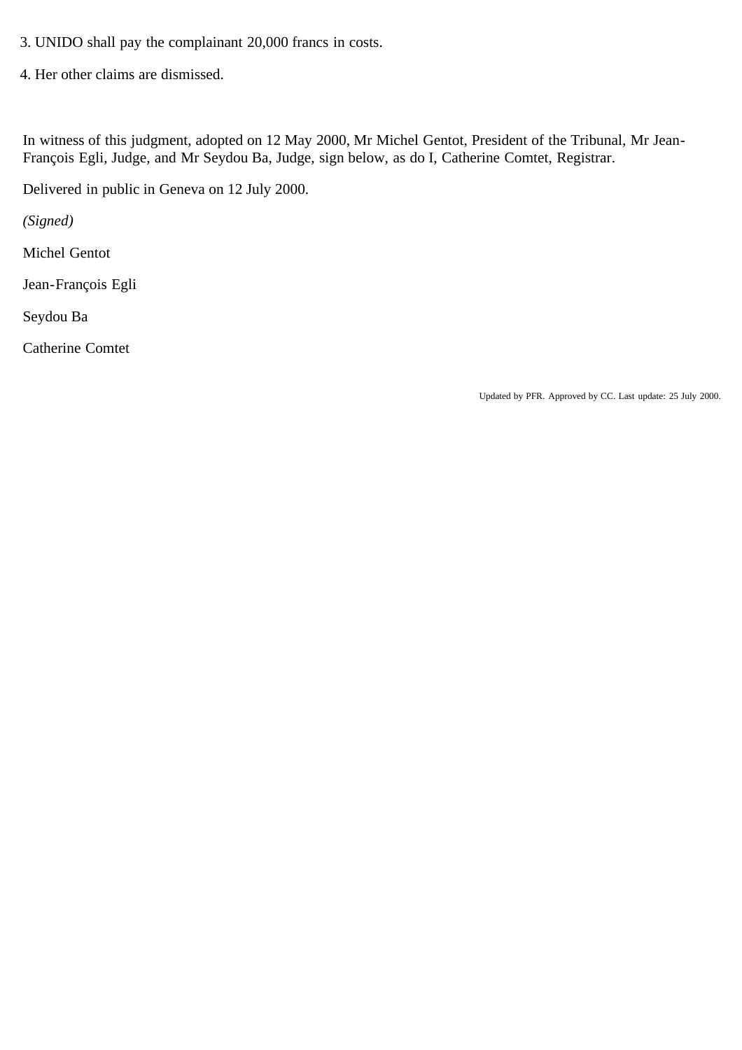3. UNIDO shall pay the complainant 20,000 francs in costs.

4. Her other claims are dismissed.

In witness of this judgment, adopted on 12 May 2000, Mr Michel Gentot, President of the Tribunal, Mr Jean-François Egli, Judge, and Mr Seydou Ba, Judge, sign below, as do I, Catherine Comtet, Registrar.

Delivered in public in Geneva on 12 July 2000.

*(Signed)*

Michel Gentot

Jean-François Egli

Seydou Ba

Catherine Comtet

Updated by PFR. Approved by CC. Last update: 25 July 2000.